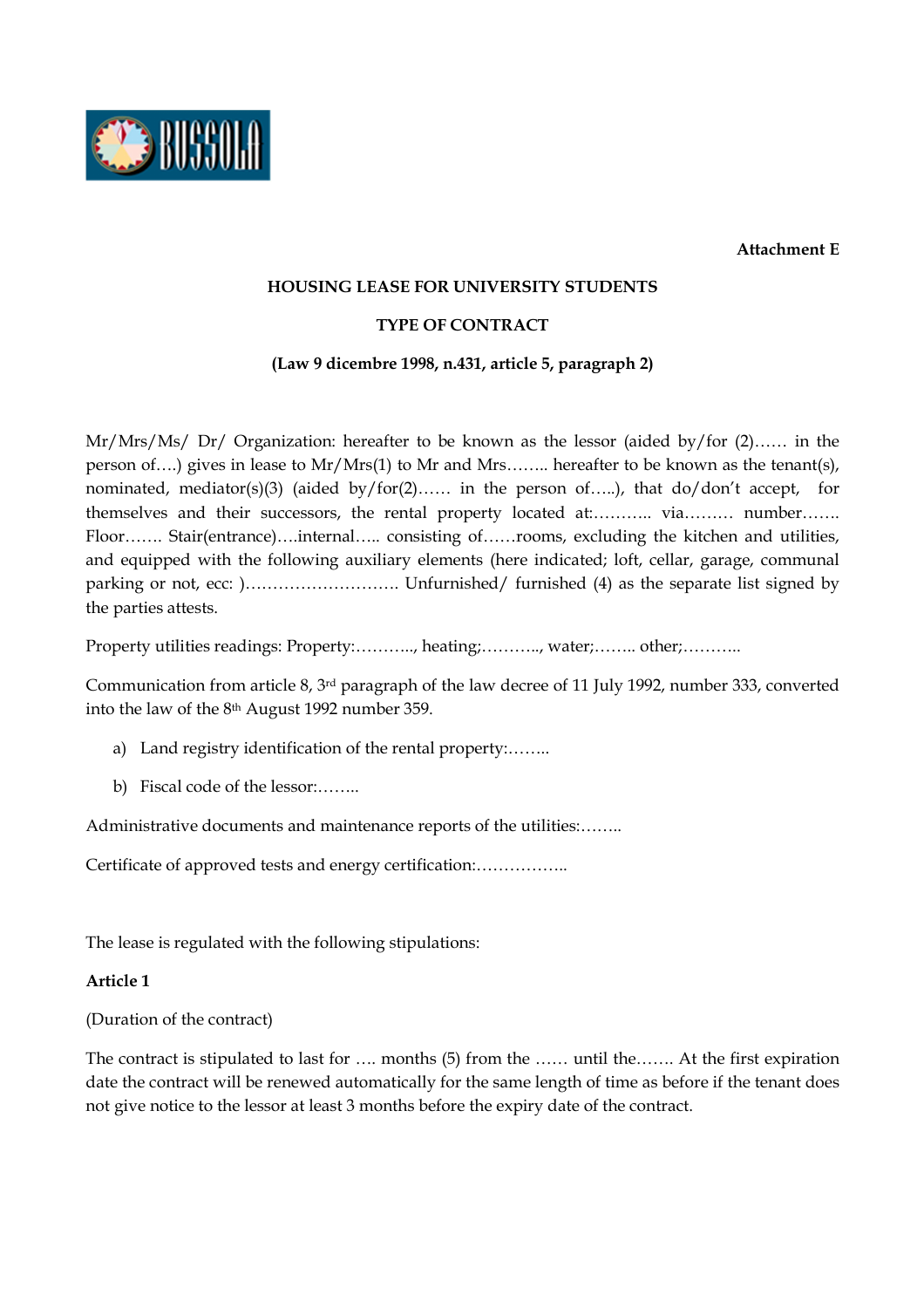**Attachment E**

**HOUSING LEASE FOR UNIVERSITY STUDENTS**

**TYPE OF CONTRACT**

**(Law 9 dicembre 1998, n.431, article 5, paragraph 2)**

Mr/Mrs/Ms/ Dr/ Organization: hereafter to be known as the lessor (aided by/for (2)…… in the person of….) gives in lease to Mr/Mrs(1) to Mr and Mrs…….. hereafter to be known as the tenant(s), nominated, mediator(s)(3) (aided by/for(2)…… in the person of…..), that do/don't accept, for themselves and their successors, the rental property located at:……….. via……… number……. Floor……. Stair(entrance)….internal….. consisting of……rooms, excluding the kitchen and utilities, and equipped with the following auxiliary elements (here indicated; loft, cellar, garage, communal parking or not, ecc: )………………………. Unfurnished/ furnished (4) as the separate list signed by the parties attests.

Property utilities readings: Property:……….., heating;……….., water;…….. other;………..

Communication from article 8, 3rd paragraph of the law decree of 11 July 1992, number 333, converted into the law of the 8th August 1992 number 359.

a) Land registry identification of the rental property:……..
b) Fiscal code of the lessor:……..

Administrative documents and maintenance reports of the utilities:……..

Certificate of approved tests and energy certification:……………..

The lease is regulated with the following stipulations:

**Article 1**

(Duration of the contract)

The contract is stipulated to last for …. months (5) from the …… until the……. At the first expiration date the contract will be renewed automatically for the same length of time as before if the tenant does not give notice to the lessor at least 3 months before the expiry date of the contract.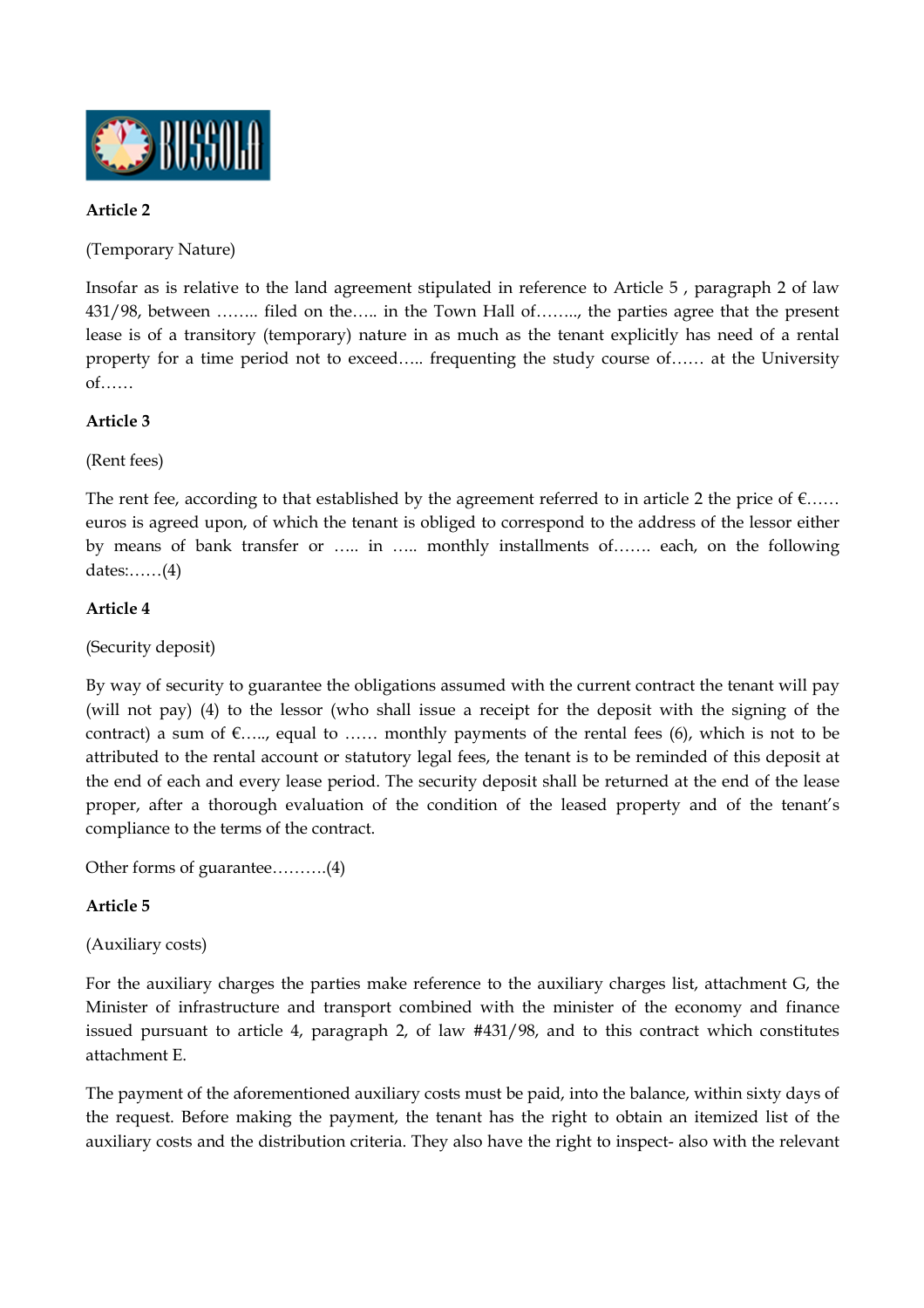**Article 2**

(Temporary Nature)

Insofar as is relative to the land agreement stipulated in reference to Article 5 , paragraph 2 of law 431/98, between …….. filed on the….. in the Town Hall of…….., the parties agree that the present lease is of a transitory (temporary) nature in as much as the tenant explicitly has need of a rental property for a time period not to exceed….. frequenting the study course of…… at the University of……

**Article 3**

(Rent fees)

The rent fee, according to that established by the agreement referred to in article 2 the price of €…… euros is agreed upon, of which the tenant is obliged to correspond to the address of the lessor either by means of bank transfer or ….. in ….. monthly installments of……. each, on the following dates:……(4)

**Article 4**

(Security deposit)

By way of security to guarantee the obligations assumed with the current contract the tenant will pay (will not pay) (4) to the lessor (who shall issue a receipt for the deposit with the signing of the contract) a sum of €….., equal to …… monthly payments of the rental fees (6), which is not to be attributed to the rental account or statutory legal fees, the tenant is to be reminded of this deposit at the end of each and every lease period. The security deposit shall be returned at the end of the lease proper, after a thorough evaluation of the condition of the leased property and of the tenant's compliance to the terms of the contract.

Other forms of guarantee……….(4)

**Article 5**

(Auxiliary costs)

For the auxiliary charges the parties make reference to the auxiliary charges list, attachment G, the Minister of infrastructure and transport combined with the minister of the economy and finance issued pursuant to article 4, paragraph 2, of law #431/98, and to this contract which constitutes attachment E.

The payment of the aforementioned auxiliary costs must be paid, into the balance, within sixty days of the request. Before making the payment, the tenant has the right to obtain an itemized list of the auxiliary costs and the distribution criteria. They also have the right to inspect- also with the relevant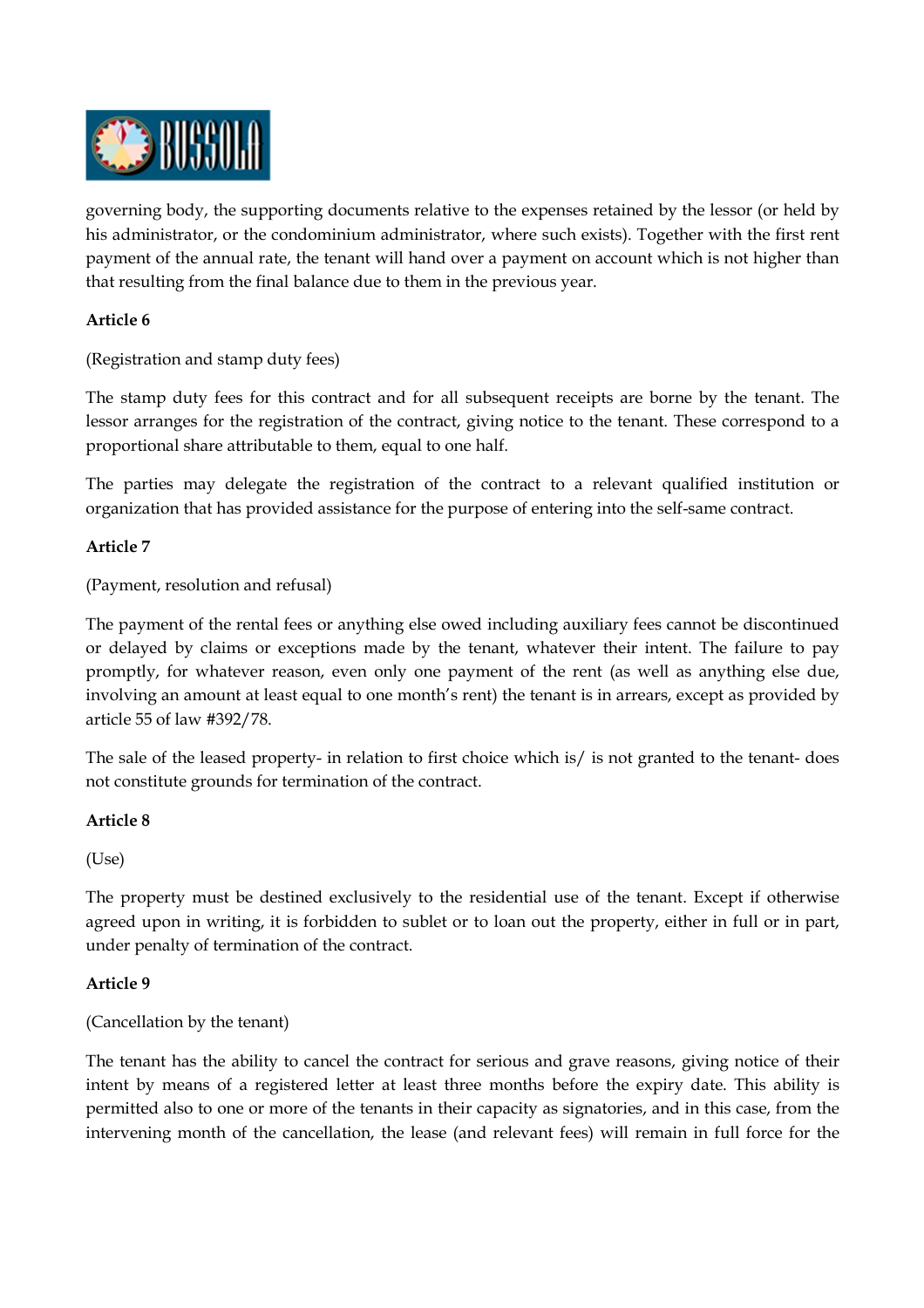governing body, the supporting documents relative to the expenses retained by the lessor (or held by his administrator, or the condominium administrator, where such exists). Together with the first rent payment of the annual rate, the tenant will hand over a payment on account which is not higher than that resulting from the final balance due to them in the previous year.

**Article 6**

(Registration and stamp duty fees)

The stamp duty fees for this contract and for all subsequent receipts are borne by the tenant. The lessor arranges for the registration of the contract, giving notice to the tenant. These correspond to a proportional share attributable to them, equal to one half.

The parties may delegate the registration of the contract to a relevant qualified institution or organization that has provided assistance for the purpose of entering into the self-same contract.

**Article 7**

(Payment, resolution and refusal)

The payment of the rental fees or anything else owed including auxiliary fees cannot be discontinued or delayed by claims or exceptions made by the tenant, whatever their intent. The failure to pay promptly, for whatever reason, even only one payment of the rent (as well as anything else due, involving an amount at least equal to one month's rent) the tenant is in arrears, except as provided by article 55 of law #392/78.

The sale of the leased property- in relation to first choice which is/ is not granted to the tenant- does not constitute grounds for termination of the contract.

**Article 8**

(Use)

The property must be destined exclusively to the residential use of the tenant. Except if otherwise agreed upon in writing, it is forbidden to sublet or to loan out the property, either in full or in part, under penalty of termination of the contract.

**Article 9**

(Cancellation by the tenant)

The tenant has the ability to cancel the contract for serious and grave reasons, giving notice of their intent by means of a registered letter at least three months before the expiry date. This ability is permitted also to one or more of the tenants in their capacity as signatories, and in this case, from the intervening month of the cancellation, the lease (and relevant fees) will remain in full force for the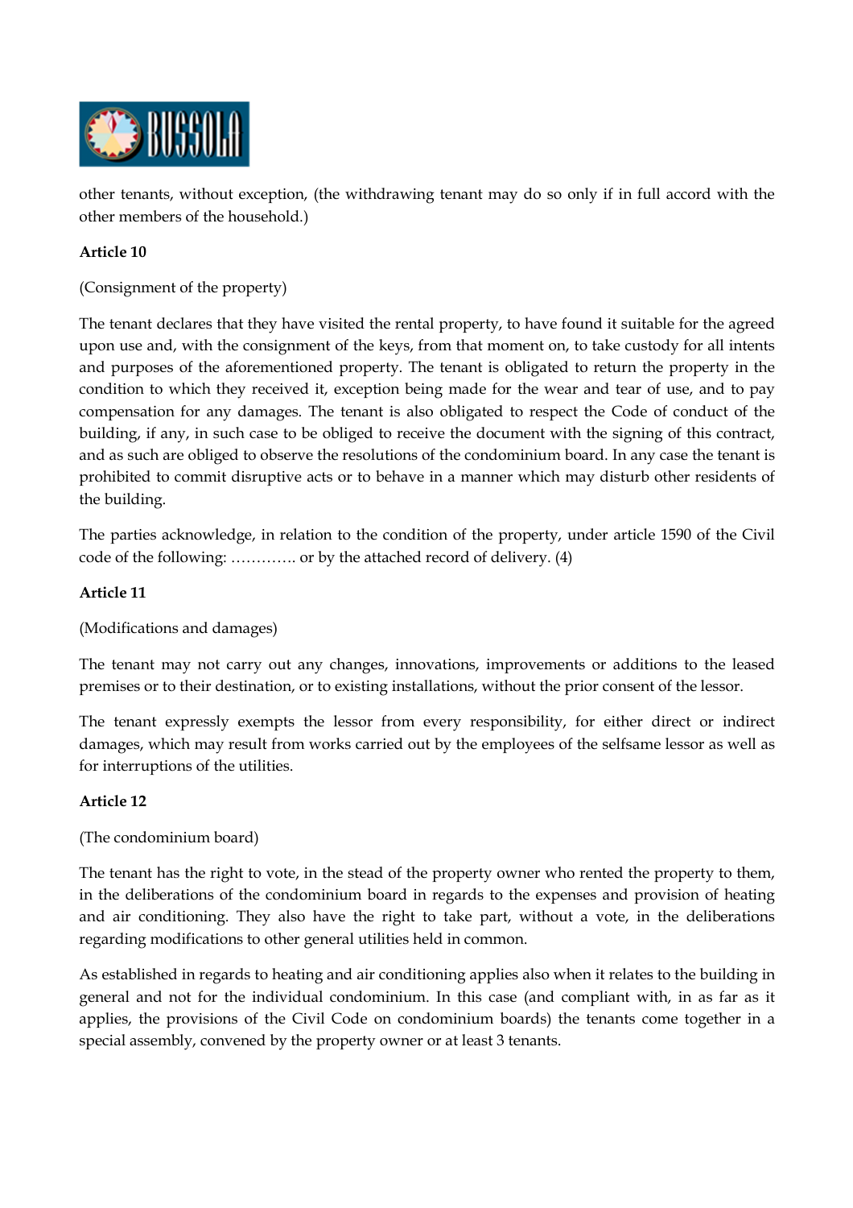other tenants, without exception, (the withdrawing tenant may do so only if in full accord with the other members of the household.)

**Article 10**

(Consignment of the property)

The tenant declares that they have visited the rental property, to have found it suitable for the agreed upon use and, with the consignment of the keys, from that moment on, to take custody for all intents and purposes of the aforementioned property. The tenant is obligated to return the property in the condition to which they received it, exception being made for the wear and tear of use, and to pay compensation for any damages. The tenant is also obligated to respect the Code of conduct of the building, if any, in such case to be obliged to receive the document with the signing of this contract, and as such are obliged to observe the resolutions of the condominium board. In any case the tenant is prohibited to commit disruptive acts or to behave in a manner which may disturb other residents of the building.

The parties acknowledge, in relation to the condition of the property, under article 1590 of the Civil code of the following: …………. or by the attached record of delivery. (4)

**Article 11**

(Modifications and damages)

The tenant may not carry out any changes, innovations, improvements or additions to the leased premises or to their destination, or to existing installations, without the prior consent of the lessor.

The tenant expressly exempts the lessor from every responsibility, for either direct or indirect damages, which may result from works carried out by the employees of the selfsame lessor as well as for interruptions of the utilities.

**Article 12**

(The condominium board)

The tenant has the right to vote, in the stead of the property owner who rented the property to them, in the deliberations of the condominium board in regards to the expenses and provision of heating and air conditioning. They also have the right to take part, without a vote, in the deliberations regarding modifications to other general utilities held in common.

As established in regards to heating and air conditioning applies also when it relates to the building in general and not for the individual condominium. In this case (and compliant with, in as far as it applies, the provisions of the Civil Code on condominium boards) the tenants come together in a special assembly, convened by the property owner or at least 3 tenants.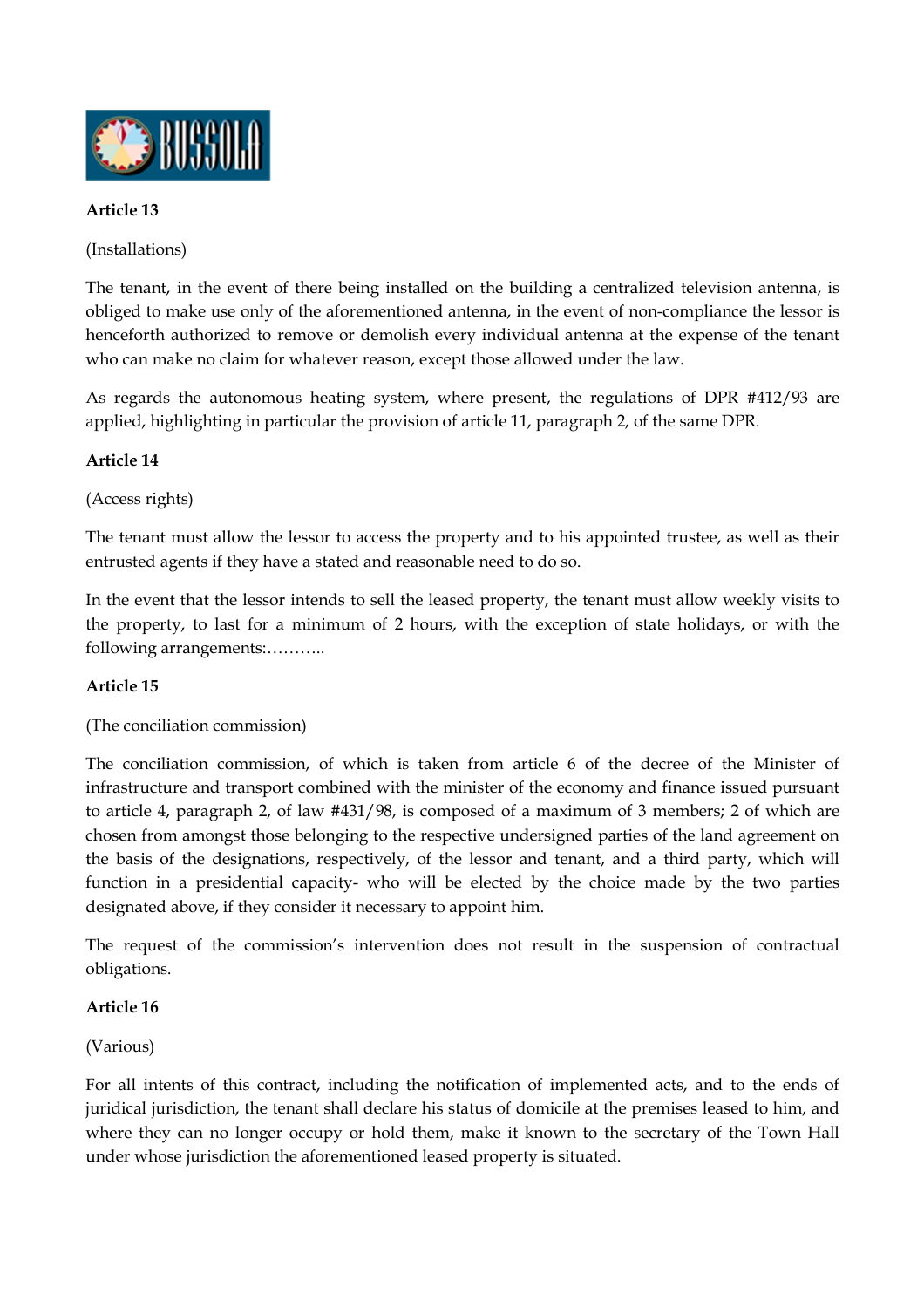**Article 13**

(Installations)

The tenant, in the event of there being installed on the building a centralized television antenna, is obliged to make use only of the aforementioned antenna, in the event of non-compliance the lessor is henceforth authorized to remove or demolish every individual antenna at the expense of the tenant who can make no claim for whatever reason, except those allowed under the law.

As regards the autonomous heating system, where present, the regulations of DPR #412/93 are applied, highlighting in particular the provision of article 11, paragraph 2, of the same DPR.

**Article 14**

(Access rights)

The tenant must allow the lessor to access the property and to his appointed trustee, as well as their entrusted agents if they have a stated and reasonable need to do so.

In the event that the lessor intends to sell the leased property, the tenant must allow weekly visits to the property, to last for a minimum of 2 hours, with the exception of state holidays, or with the following arrangements:………..

**Article 15**

(The conciliation commission)

The conciliation commission, of which is taken from article 6 of the decree of the Minister of infrastructure and transport combined with the minister of the economy and finance issued pursuant to article 4, paragraph 2, of law #431/98, is composed of a maximum of 3 members; 2 of which are chosen from amongst those belonging to the respective undersigned parties of the land agreement on the basis of the designations, respectively, of the lessor and tenant, and a third party, which will function in a presidential capacity- who will be elected by the choice made by the two parties designated above, if they consider it necessary to appoint him.

The request of the commission's intervention does not result in the suspension of contractual obligations.

**Article 16**

(Various)

For all intents of this contract, including the notification of implemented acts, and to the ends of juridical jurisdiction, the tenant shall declare his status of domicile at the premises leased to him, and where they can no longer occupy or hold them, make it known to the secretary of the Town Hall under whose jurisdiction the aforementioned leased property is situated.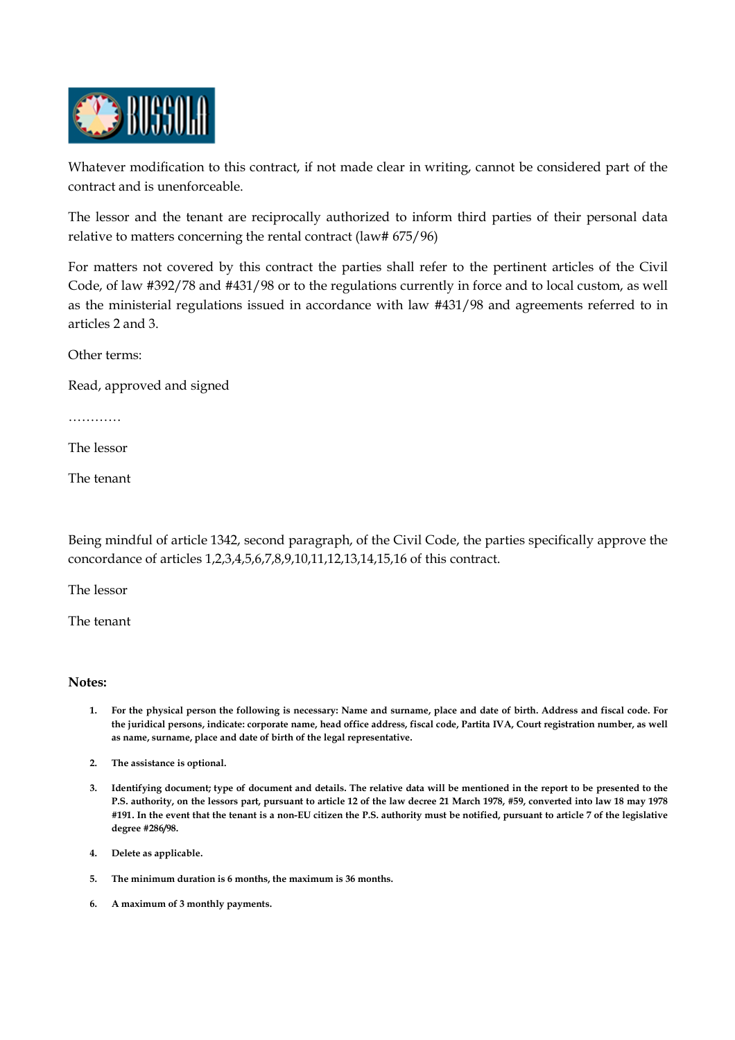Whatever modification to this contract, if not made clear in writing, cannot be considered part of the contract and is unenforceable.

The lessor and the tenant are reciprocally authorized to inform third parties of their personal data relative to matters concerning the rental contract (law# 675/96)

For matters not covered by this contract the parties shall refer to the pertinent articles of the Civil Code, of law #392/78 and #431/98 or to the regulations currently in force and to local custom, as well as the ministerial regulations issued in accordance with law #431/98 and agreements referred to in articles 2 and 3.

Other terms:

Read, approved and signed

…………

The lessor

The tenant

Being mindful of article 1342, second paragraph, of the Civil Code, the parties specifically approve the concordance of articles 1,2,3,4,5,6,7,8,9,10,11,12,13,14,15,16 of this contract.

The lessor

The tenant

**Notes:**

1. **For the physical person the following is necessary: Name and surname, place and date of birth. Address and fiscal code. For the juridical persons, indicate: corporate name, head office address, fiscal code, Partita IVA, Court registration number, as well as name, surname, place and date of birth of the legal representative.**
2. **The assistance is optional.**
3. **Identifying document; type of document and details. The relative data will be mentioned in the report to be presented to the P.S. authority, on the lessors part, pursuant to article 12 of the law decree 21 March 1978, #59, converted into law 18 may 1978 #191. In the event that the tenant is a non-EU citizen the P.S. authority must be notified, pursuant to article 7 of the legislative degree #286/98.**
4. **Delete as applicable.**
5. **The minimum duration is 6 months, the maximum is 36 months.**
6. **A maximum of 3 monthly payments.**